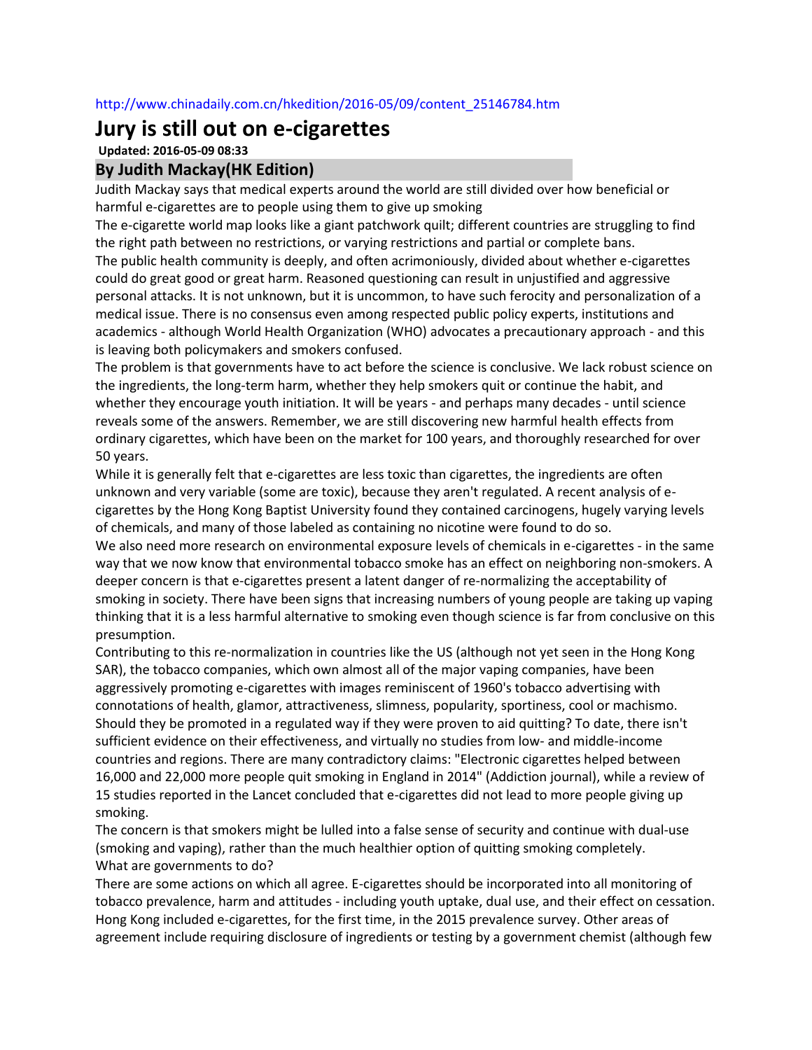http://www.chinadaily.com.cn/hkedition/2016-05/09/content_25146784.htm

# Jury is still out on e-cigarettes

**Updated: 2016-05-09 08:33**

## By Judith Mackay(HK Edition)

Judith Mackay says that medical experts around the world are still divided over how beneficial or harmful e-cigarettes are to people using them to give up smoking

The e-cigarette world map looks like a giant patchwork quilt; different countries are struggling to find the right path between no restrictions, or varying restrictions and partial or complete bans.

The public health community is deeply, and often acrimoniously, divided about whether e-cigarettes could do great good or great harm. Reasoned questioning can result in unjustified and aggressive personal attacks. It is not unknown, but it is uncommon, to have such ferocity and personalization of a medical issue. There is no consensus even among respected public policy experts, institutions and academics - although World Health Organization (WHO) advocates a precautionary approach - and this is leaving both policymakers and smokers confused.

The problem is that governments have to act before the science is conclusive. We lack robust science on the ingredients, the long-term harm, whether they help smokers quit or continue the habit, and whether they encourage youth initiation. It will be years - and perhaps many decades - until science reveals some of the answers. Remember, we are still discovering new harmful health effects from ordinary cigarettes, which have been on the market for 100 years, and thoroughly researched for over 50 years.

While it is generally felt that e-cigarettes are less toxic than cigarettes, the ingredients are often unknown and very variable (some are toxic), because they aren't regulated. A recent analysis of e-cigarettes by the Hong Kong Baptist University found they contained carcinogens, hugely varying levels of chemicals, and many of those labeled as containing no nicotine were found to do so.

We also need more research on environmental exposure levels of chemicals in e-cigarettes - in the same way that we now know that environmental tobacco smoke has an effect on neighboring non-smokers. A deeper concern is that e-cigarettes present a latent danger of re-normalizing the acceptability of smoking in society. There have been signs that increasing numbers of young people are taking up vaping thinking that it is a less harmful alternative to smoking even though science is far from conclusive on this presumption.

Contributing to this re-normalization in countries like the US (although not yet seen in the Hong Kong SAR), the tobacco companies, which own almost all of the major vaping companies, have been aggressively promoting e-cigarettes with images reminiscent of 1960's tobacco advertising with connotations of health, glamor, attractiveness, slimness, popularity, sportiness, cool or machismo.

Should they be promoted in a regulated way if they were proven to aid quitting? To date, there isn't sufficient evidence on their effectiveness, and virtually no studies from low- and middle-income countries and regions. There are many contradictory claims: "Electronic cigarettes helped between 16,000 and 22,000 more people quit smoking in England in 2014" (Addiction journal), while a review of 15 studies reported in the Lancet concluded that e-cigarettes did not lead to more people giving up smoking.

The concern is that smokers might be lulled into a false sense of security and continue with dual-use (smoking and vaping), rather than the much healthier option of quitting smoking completely.

What are governments to do?

There are some actions on which all agree. E-cigarettes should be incorporated into all monitoring of tobacco prevalence, harm and attitudes - including youth uptake, dual use, and their effect on cessation. Hong Kong included e-cigarettes, for the first time, in the 2015 prevalence survey. Other areas of agreement include requiring disclosure of ingredients or testing by a government chemist (although few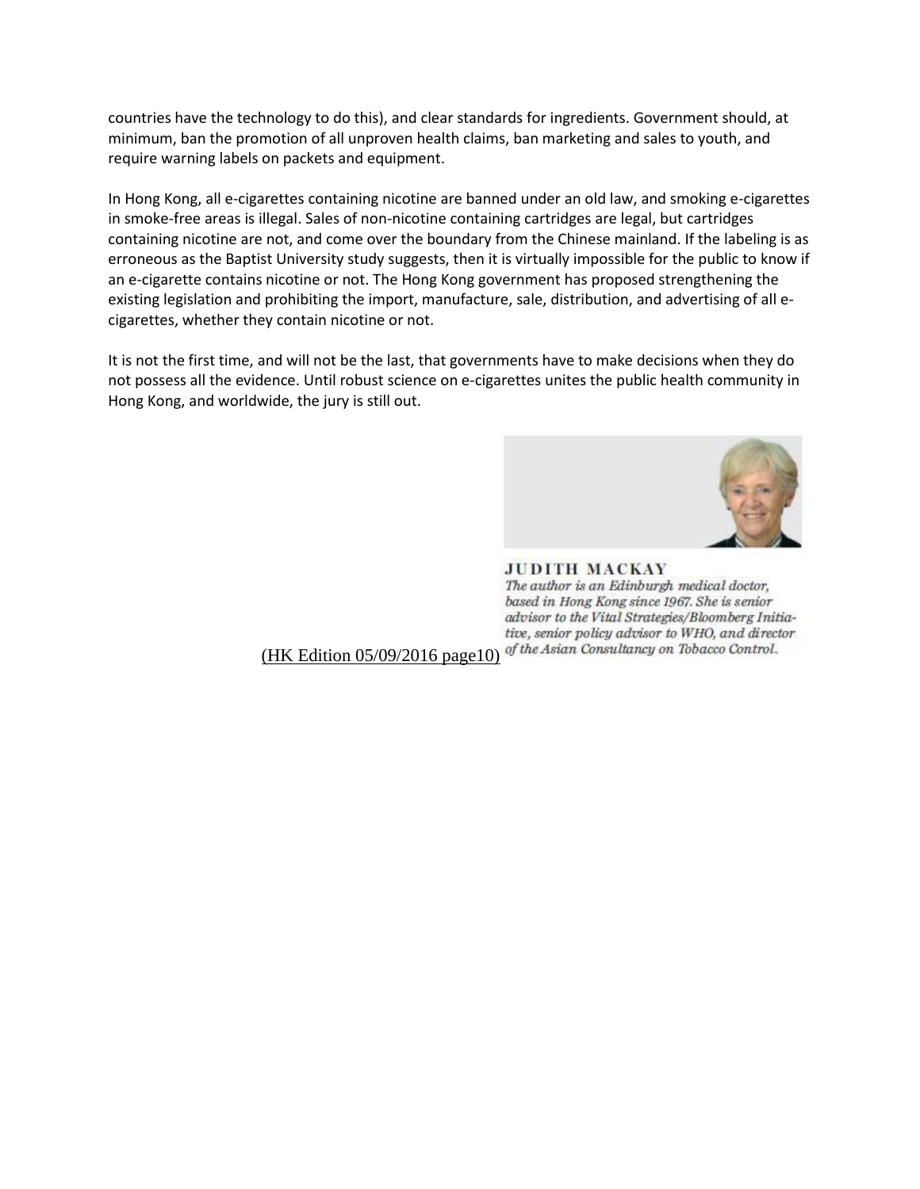countries have the technology to do this), and clear standards for ingredients. Government should, at minimum, ban the promotion of all unproven health claims, ban marketing and sales to youth, and require warning labels on packets and equipment.

In Hong Kong, all e-cigarettes containing nicotine are banned under an old law, and smoking e-cigarettes in smoke-free areas is illegal. Sales of non-nicotine containing cartridges are legal, but cartridges containing nicotine are not, and come over the boundary from the Chinese mainland. If the labeling is as erroneous as the Baptist University study suggests, then it is virtually impossible for the public to know if an e-cigarette contains nicotine or not. The Hong Kong government has proposed strengthening the existing legislation and prohibiting the import, manufacture, sale, distribution, and advertising of all e-cigarettes, whether they contain nicotine or not.

It is not the first time, and will not be the last, that governments have to make decisions when they do not possess all the evidence. Until robust science on e-cigarettes unites the public health community in Hong Kong, and worldwide, the jury is still out.

**JUDITH MACKAY**

*The author is an Edinburgh medical doctor, based in Hong Kong since 1967. She is senior advisor to the Vital Strategies/Bloomberg Initiative, senior policy advisor to WHO, and director of the Asian Consultancy on Tobacco Control.*

(HK Edition 05/09/2016 page10)